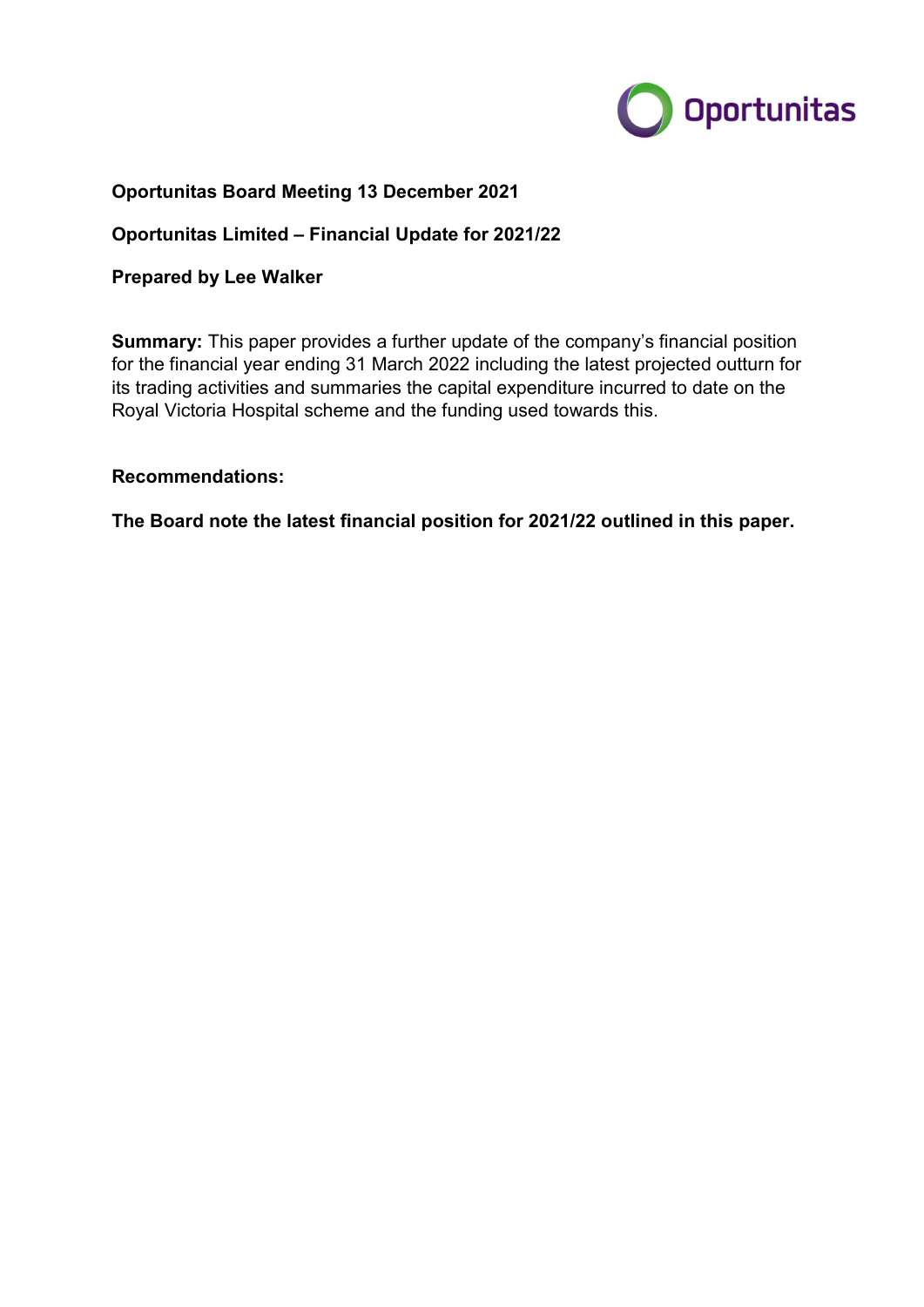**Oportunitas Board Meeting 13 December 2021**

**Oportunitas Limited – Financial Update for 2021/22**

**Prepared by Lee Walker**

**Summary:** This paper provides a further update of the company's financial position for the financial year ending 31 March 2022 including the latest projected outturn for its trading activities and summaries the capital expenditure incurred to date on the Royal Victoria Hospital scheme and the funding used towards this.

**Recommendations:**

**The Board note the latest financial position for 2021/22 outlined in this paper.**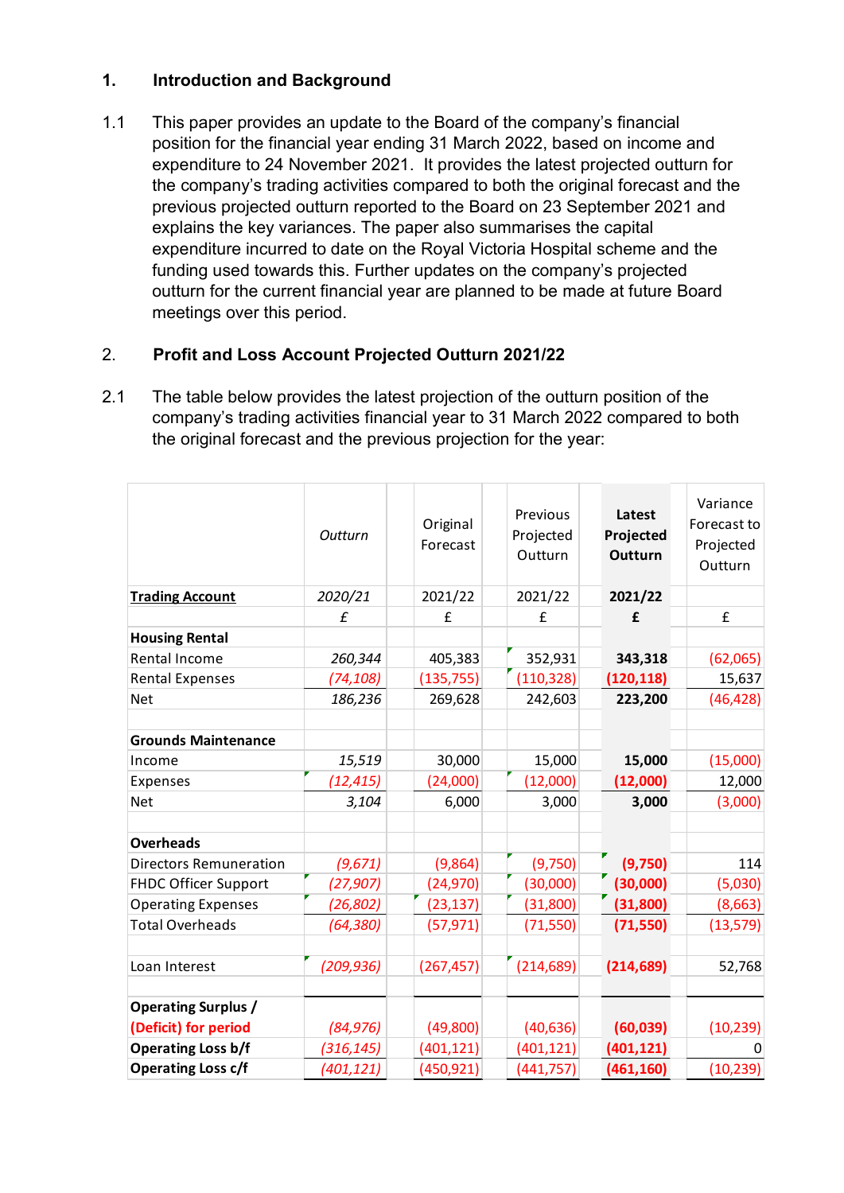## 1. Introduction and Background

1.1 This paper provides an update to the Board of the company's financial position for the financial year ending 31 March 2022, based on income and expenditure to 24 November 2021. It provides the latest projected outturn for the company's trading activities compared to both the original forecast and the previous projected outturn reported to the Board on 23 September 2021 and explains the key variances. The paper also summarises the capital expenditure incurred to date on the Royal Victoria Hospital scheme and the funding used towards this. Further updates on the company's projected outturn for the current financial year are planned to be made at future Board meetings over this period.

## 2. Profit and Loss Account Projected Outturn 2021/22

2.1 The table below provides the latest projection of the outturn position of the company's trading activities financial year to 31 March 2022 compared to both the original forecast and the previous projection for the year:

| | *Outturn* | Original Forecast | Previous Projected Outturn | **Latest Projected Outturn** | Variance Forecast to Projected Outturn |
|---|---|---|---|---|---|
| **Trading Account** | *2020/21* | 2021/22 | 2021/22 | **2021/22** | |
| | *£* | £ | £ | **£** | £ |
| **Housing Rental** | | | | | |
| Rental Income | *260,344* | 405,383 | 352,931 | **343,318** | (62,065) |
| Rental Expenses | *(74,108)* | (135,755) | (110,328) | **(120,118)** | 15,637 |
| Net | *186,236* | 269,628 | 242,603 | **223,200** | (46,428) |
| | | | | | |
| **Grounds Maintenance** | | | | | |
| Income | *15,519* | 30,000 | 15,000 | **15,000** | (15,000) |
| Expenses | *(12,415)* | (24,000) | (12,000) | **(12,000)** | 12,000 |
| Net | *3,104* | 6,000 | 3,000 | **3,000** | (3,000) |
| | | | | | |
| **Overheads** | | | | | |
| Directors Remuneration | *(9,671)* | (9,864) | (9,750) | **(9,750)** | 114 |
| FHDC Officer Support | *(27,907)* | (24,970) | (30,000) | **(30,000)** | (5,030) |
| Operating Expenses | *(26,802)* | (23,137) | (31,800) | **(31,800)** | (8,663) |
| Total Overheads | *(64,380)* | (57,971) | (71,550) | **(71,550)** | (13,579) |
| | | | | | |
| Loan Interest | *(209,936)* | (267,457) | (214,689) | **(214,689)** | 52,768 |
| | | | | | |
| **Operating Surplus / (Deficit) for period** | *(84,976)* | (49,800) | (40,636) | **(60,039)** | (10,239) |
| **Operating Loss b/f** | *(316,145)* | (401,121) | (401,121) | **(401,121)** | 0 |
| **Operating Loss c/f** | *(401,121)* | (450,921) | (441,757) | **(461,160)** | (10,239) |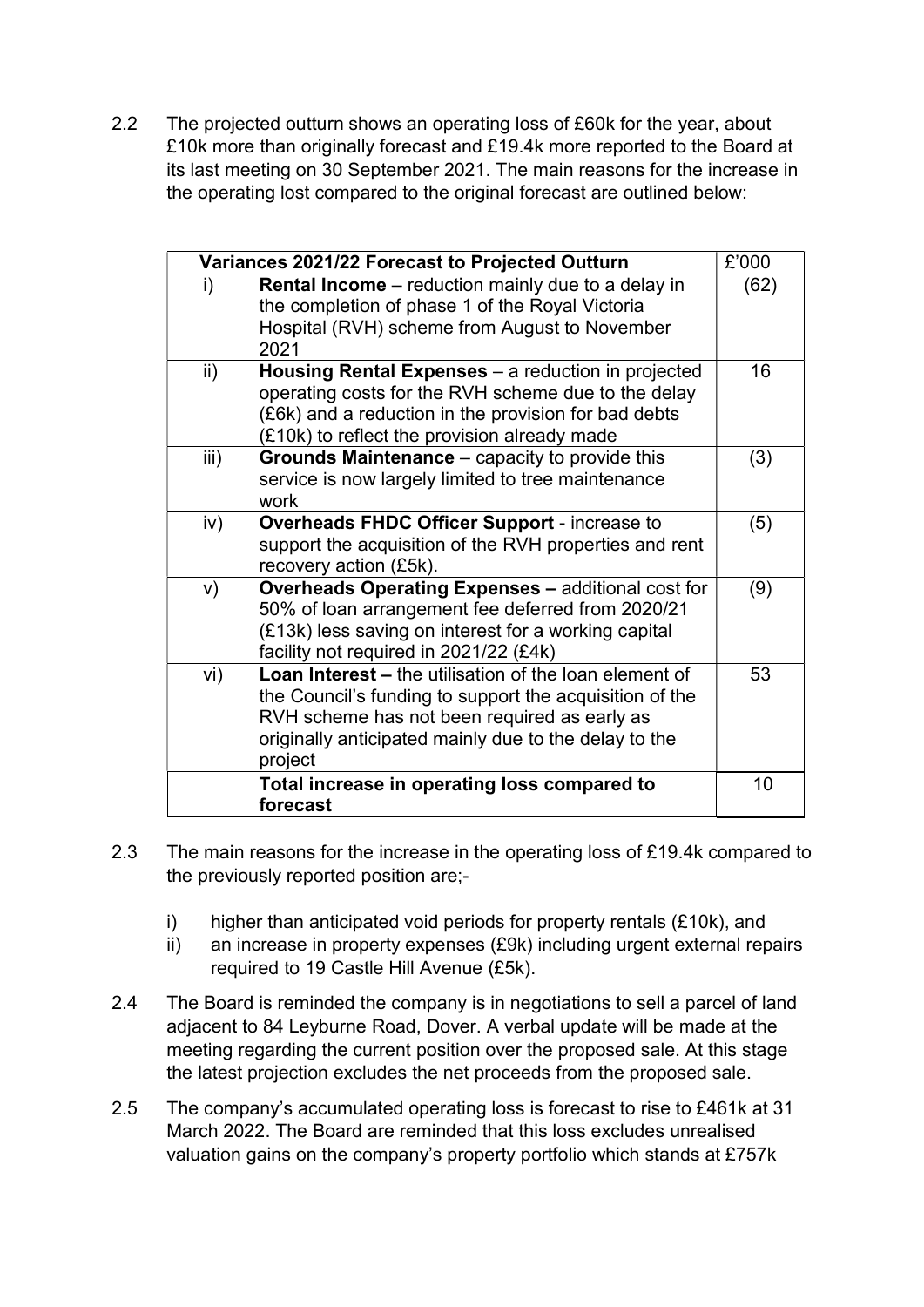2.2 The projected outturn shows an operating loss of £60k for the year, about £10k more than originally forecast and £19.4k more reported to the Board at its last meeting on 30 September 2021. The main reasons for the increase in the operating lost compared to the original forecast are outlined below:

| Variances 2021/22 Forecast to Projected Outturn | | £'000 |
|---|---|---|
| i) | **Rental Income** – reduction mainly due to a delay in the completion of phase 1 of the Royal Victoria Hospital (RVH) scheme from August to November 2021 | (62) |
| ii) | **Housing Rental Expenses** – a reduction in projected operating costs for the RVH scheme due to the delay (£6k) and a reduction in the provision for bad debts (£10k) to reflect the provision already made | 16 |
| iii) | **Grounds Maintenance** – capacity to provide this service is now largely limited to tree maintenance work | (3) |
| iv) | **Overheads FHDC Officer Support** - increase to support the acquisition of the RVH properties and rent recovery action (£5k). | (5) |
| v) | **Overheads Operating Expenses –** additional cost for 50% of loan arrangement fee deferred from 2020/21 (£13k) less saving on interest for a working capital facility not required in 2021/22 (£4k) | (9) |
| vi) | **Loan Interest –** the utilisation of the loan element of the Council's funding to support the acquisition of the RVH scheme has not been required as early as originally anticipated mainly due to the delay to the project | 53 |
| | **Total increase in operating loss compared to forecast** | 10 |

2.3 The main reasons for the increase in the operating loss of £19.4k compared to the previously reported position are;-

i) higher than anticipated void periods for property rentals (£10k), and

ii) an increase in property expenses (£9k) including urgent external repairs required to 19 Castle Hill Avenue (£5k).

2.4 The Board is reminded the company is in negotiations to sell a parcel of land adjacent to 84 Leyburne Road, Dover. A verbal update will be made at the meeting regarding the current position over the proposed sale. At this stage the latest projection excludes the net proceeds from the proposed sale.

2.5 The company's accumulated operating loss is forecast to rise to £461k at 31 March 2022. The Board are reminded that this loss excludes unrealised valuation gains on the company's property portfolio which stands at £757k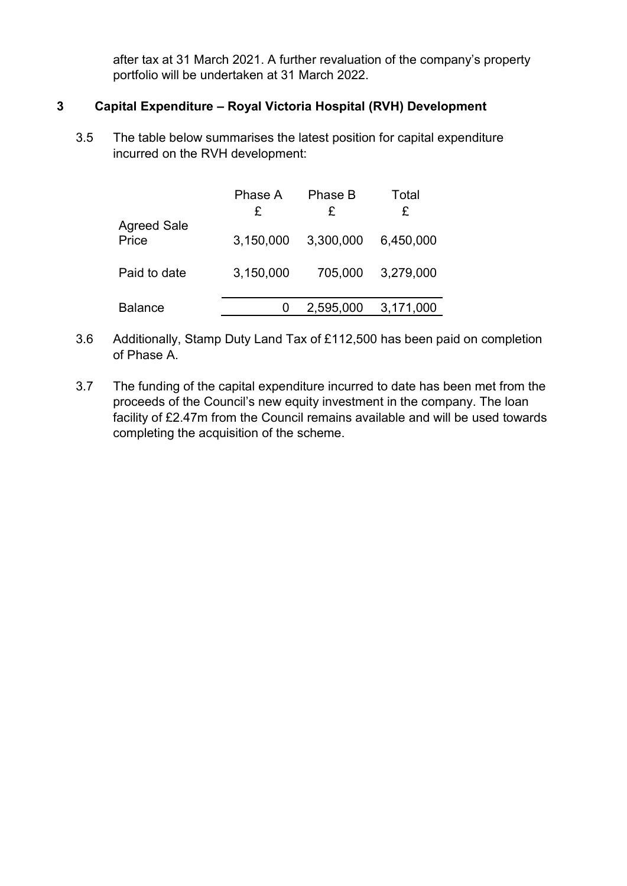after tax at 31 March 2021. A further revaluation of the company's property portfolio will be undertaken at 31 March 2022.

## 3 Capital Expenditure – Royal Victoria Hospital (RVH) Development

3.5 The table below summarises the latest position for capital expenditure incurred on the RVH development:

| | Phase A<br>£ | Phase B<br>£ | Total<br>£ |
|---|---|---|---|
| Agreed Sale Price | 3,150,000 | 3,300,000 | 6,450,000 |
| Paid to date | 3,150,000 | 705,000 | 3,279,000 |
| Balance | 0 | 2,595,000 | 3,171,000 |

3.6 Additionally, Stamp Duty Land Tax of £112,500 has been paid on completion of Phase A.

3.7 The funding of the capital expenditure incurred to date has been met from the proceeds of the Council's new equity investment in the company. The loan facility of £2.47m from the Council remains available and will be used towards completing the acquisition of the scheme.